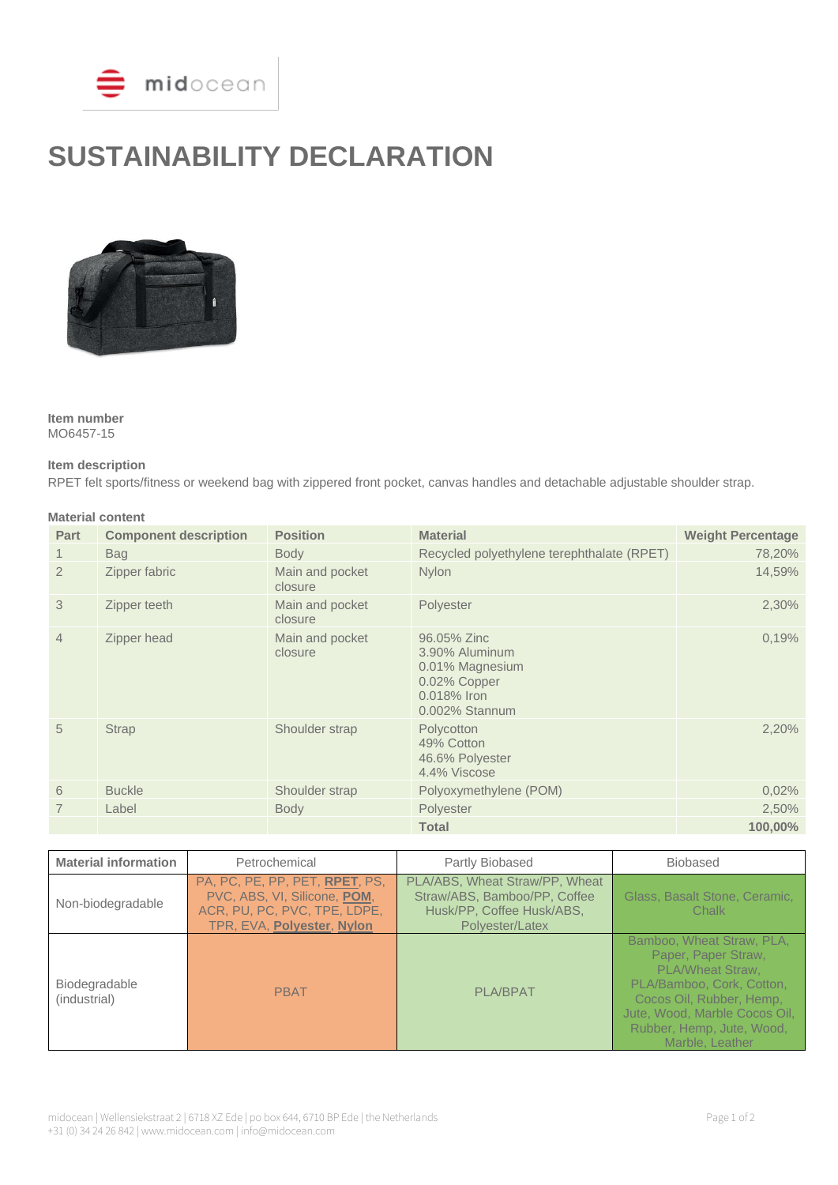# SUSTAINABILITY DECLARATION

**Item number**
MO6457-15

**Item description**
RPET felt sports/fitness or weekend bag with zippered front pocket, canvas handles and detachable adjustable shoulder strap.

**Material content**

| Part | Component description | Position | Material | Weight Percentage |
|---|---|---|---|---|
| 1 | Bag | Body | Recycled polyethylene terephthalate (RPET) | 78,20% |
| 2 | Zipper fabric | Main and pocket closure | Nylon | 14,59% |
| 3 | Zipper teeth | Main and pocket closure | Polyester | 2,30% |
| 4 | Zipper head | Main and pocket closure | 96.05% Zinc<br>3.90% Aluminum<br>0.01% Magnesium<br>0.02% Copper<br>0.018% Iron<br>0.002% Stannum | 0,19% |
| 5 | Strap | Shoulder strap | Polycotton<br>49% Cotton<br>46.6% Polyester<br>4.4% Viscose | 2,20% |
| 6 | Buckle | Shoulder strap | Polyoxymethylene (POM) | 0,02% |
| 7 | Label | Body | Polyester | 2,50% |
| | | | **Total** | **100,00%** |

| Material information | Petrochemical | Partly Biobased | Biobased |
|---|---|---|---|
| Non-biodegradable | PA, PC, PE, PP, PET, **RPET**, PS, PVC, ABS, VI, Silicone, **POM**, ACR, PU, PC, PVC, TPE, LDPE, TPR, EVA, **Polyester**, **Nylon** | PLA/ABS, Wheat Straw/PP, Wheat Straw/ABS, Bamboo/PP, Coffee Husk/PP, Coffee Husk/ABS, Polyester/Latex | Glass, Basalt Stone, Ceramic, Chalk |
| Biodegradable (industrial) | PBAT | PLA/BPAT | Bamboo, Wheat Straw, PLA, Paper, Paper Straw, PLA/Wheat Straw, PLA/Bamboo, Cork, Cotton, Cocos Oil, Rubber, Hemp, Jute, Wood, Marble Cocos Oil, Rubber, Hemp, Jute, Wood, Marble, Leather |

midocean | Wellensiekstraat 2 | 6718 XZ Ede | po box 644, 6710 BP Ede | the Netherlands
+31 (0) 34 24 26 842 | www.midocean.com | info@midocean.com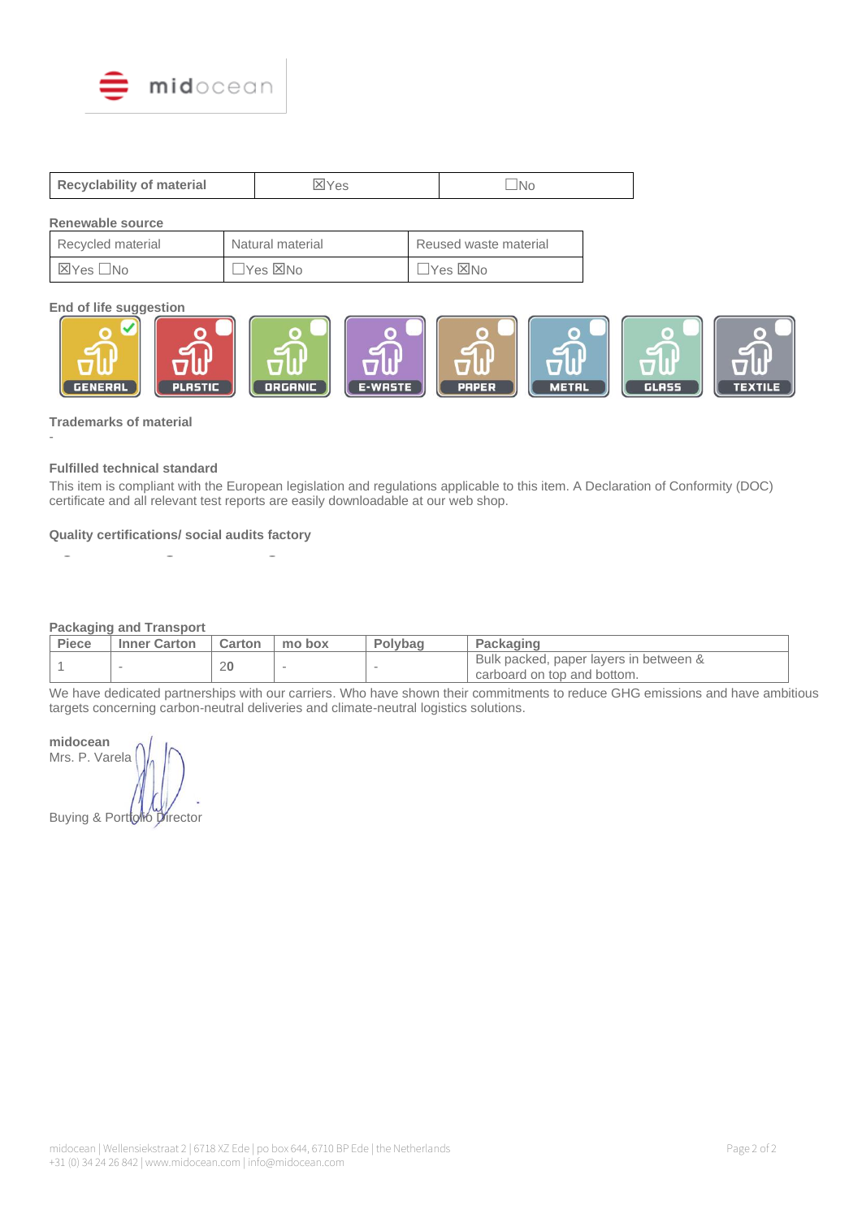| Recyclability of material | ☒Yes | ☐No |
|---|---|---|

**Renewable source**

| Recycled material | Natural material | Reused waste material |
|---|---|---|
| ☒Yes ☐No | ☐Yes ☒No | ☐Yes ☒No |

**End of life suggestion**

GENERAL ✓ | PLASTIC | ORGANIC | E-WASTE | PAPER | METAL | GLASS | TEXTILE

**Trademarks of material**

-

**Fulfilled technical standard**

This item is compliant with the European legislation and regulations applicable to this item. A Declaration of Conformity (DOC) certificate and all relevant test reports are easily downloadable at our web shop.

**Quality certifications/ social audits factory**

- - -

**Packaging and Transport**

| Piece | Inner Carton | Carton | mo box | Polybag | Packaging |
|---|---|---|---|---|---|
| 1 | - | 20 | - | - | Bulk packed, paper layers in between & carboard on top and bottom. |

We have dedicated partnerships with our carriers. Who have shown their commitments to reduce GHG emissions and have ambitious targets concerning carbon-neutral deliveries and climate-neutral logistics solutions.

**midocean**
Mrs. P. Varela

Buying & Portfolio Director

midocean | Wellensiekstraat 2 | 6718 XZ Ede | po box 644, 6710 BP Ede | the Netherlands
+31 (0) 34 24 26 842 | www.midocean.com | info@midocean.com